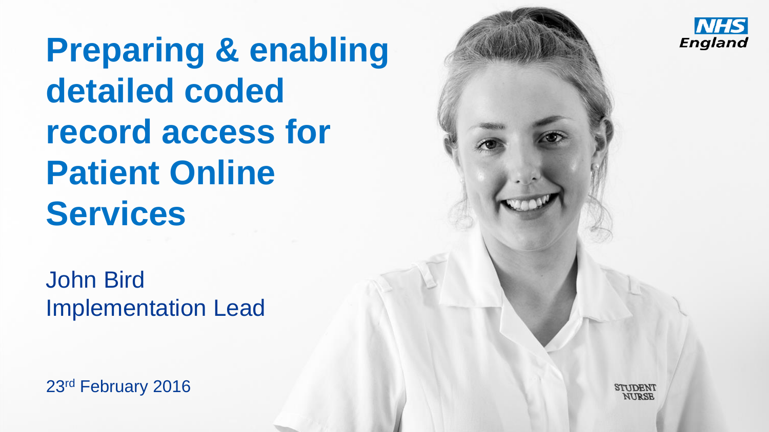NHS England

# Preparing & enabling detailed coded record access for Patient Online Services

John Bird
Implementation Lead

23rd February 2016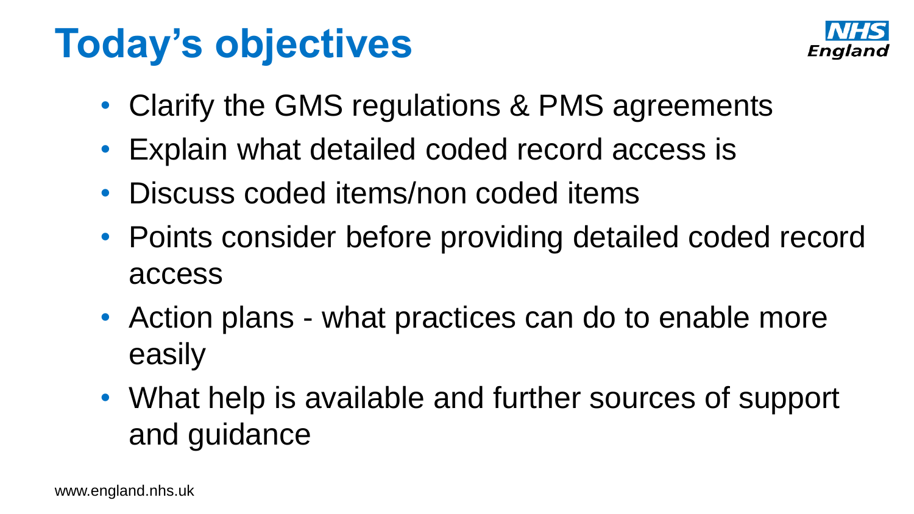# Today's objectives

- Clarify the GMS regulations & PMS agreements
- Explain what detailed coded record access is
- Discuss coded items/non coded items
- Points consider before providing detailed coded record access
- Action plans - what practices can do to enable more easily
- What help is available and further sources of support and guidance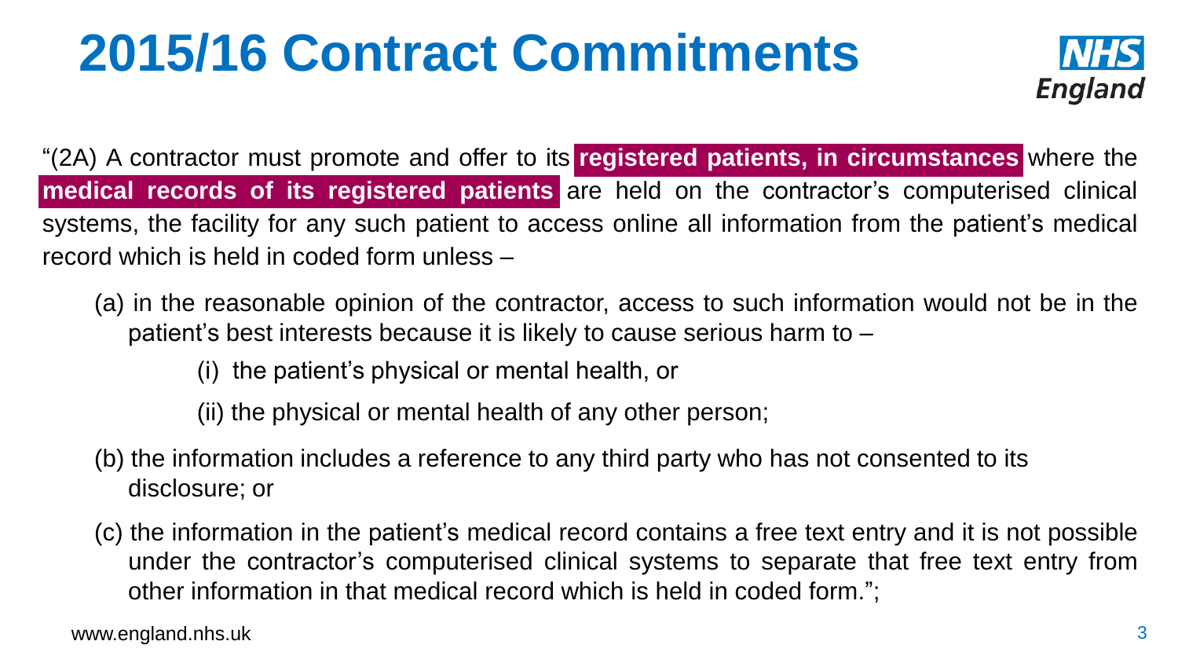# 2015/16 Contract Commitments

"(2A) A contractor must promote and offer to its **registered patients, in circumstances** where the **medical records of its registered patients** are held on the contractor's computerised clinical systems, the facility for any such patient to access online all information from the patient's medical record which is held in coded form unless –

(a) in the reasonable opinion of the contractor, access to such information would not be in the patient's best interests because it is likely to cause serious harm to –

(i) the patient's physical or mental health, or

(ii) the physical or mental health of any other person;

(b) the information includes a reference to any third party who has not consented to its disclosure; or

(c) the information in the patient's medical record contains a free text entry and it is not possible under the contractor's computerised clinical systems to separate that free text entry from other information in that medical record which is held in coded form.";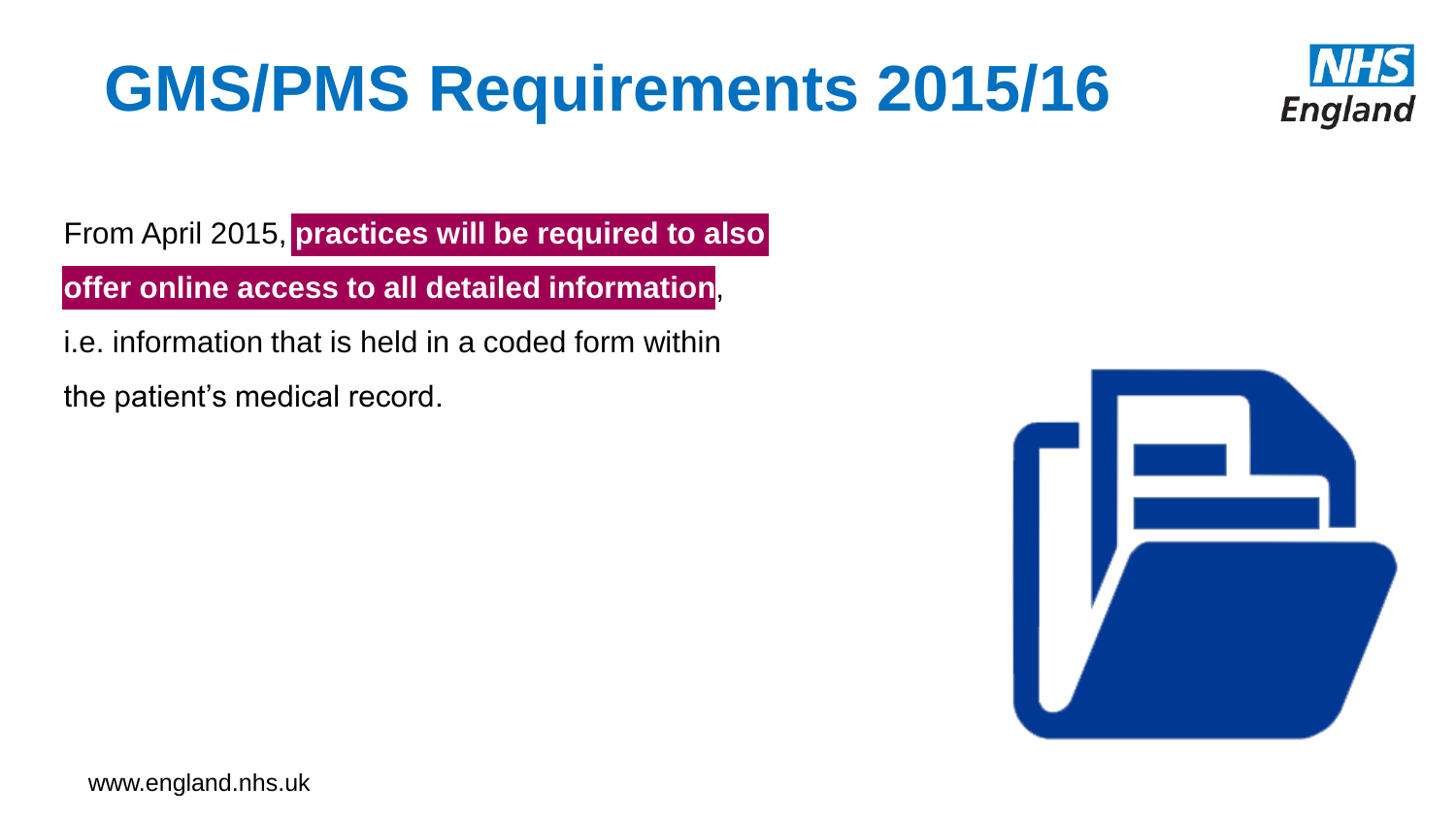# GMS/PMS Requirements 2015/16

From April 2015, **practices will be required to also offer online access to all detailed information**, i.e. information that is held in a coded form within the patient's medical record.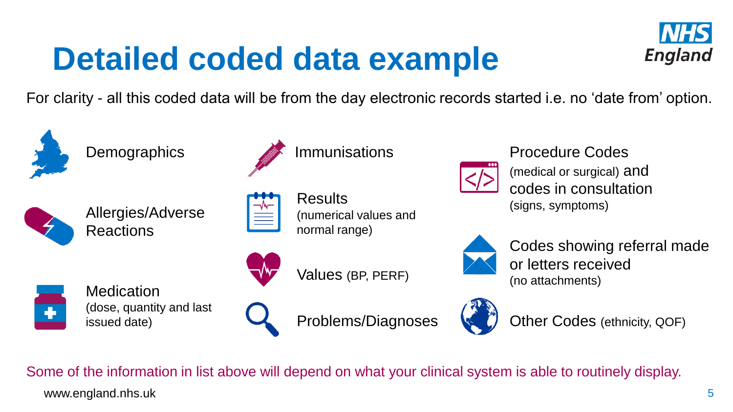# Detailed coded data example

For clarity - all this coded data will be from the day electronic records started i.e. no 'date from' option.

- Demographics
- Allergies/Adverse Reactions
- Medication (dose, quantity and last issued date)
- Immunisations
- Results (numerical values and normal range)
- Values (BP, PERF)
- Problems/Diagnoses
- Procedure Codes (medical or surgical) and codes in consultation (signs, symptoms)
- Codes showing referral made or letters received (no attachments)
- Other Codes (ethnicity, QOF)

Some of the information in list above will depend on what your clinical system is able to routinely display.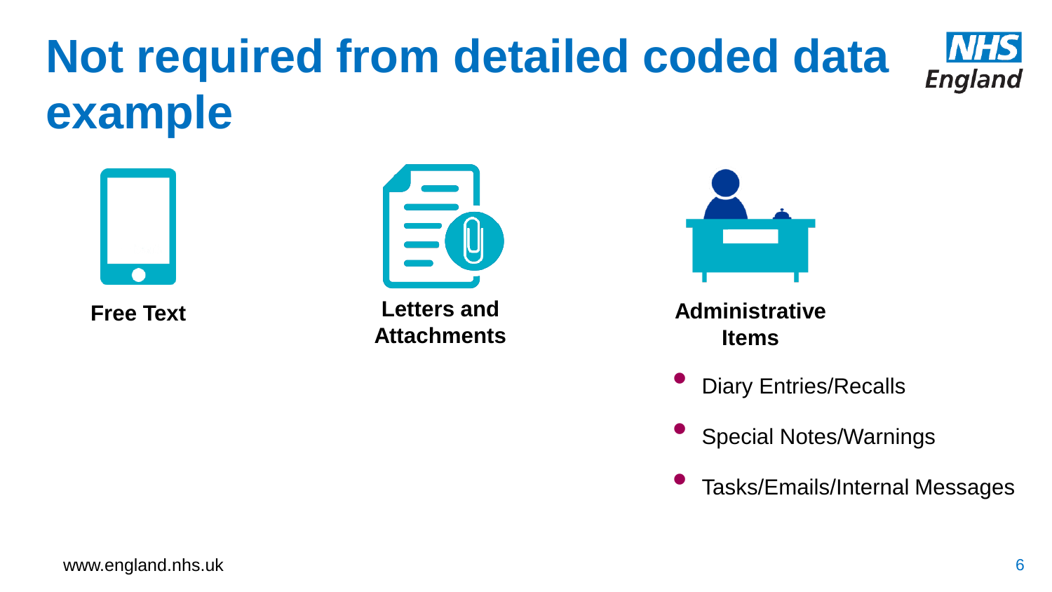# Not required from detailed coded data example

**Free Text**

**Letters and Attachments**

**Administrative Items**

- Diary Entries/Recalls
- Special Notes/Warnings
- Tasks/Emails/Internal Messages

www.england.nhs.uk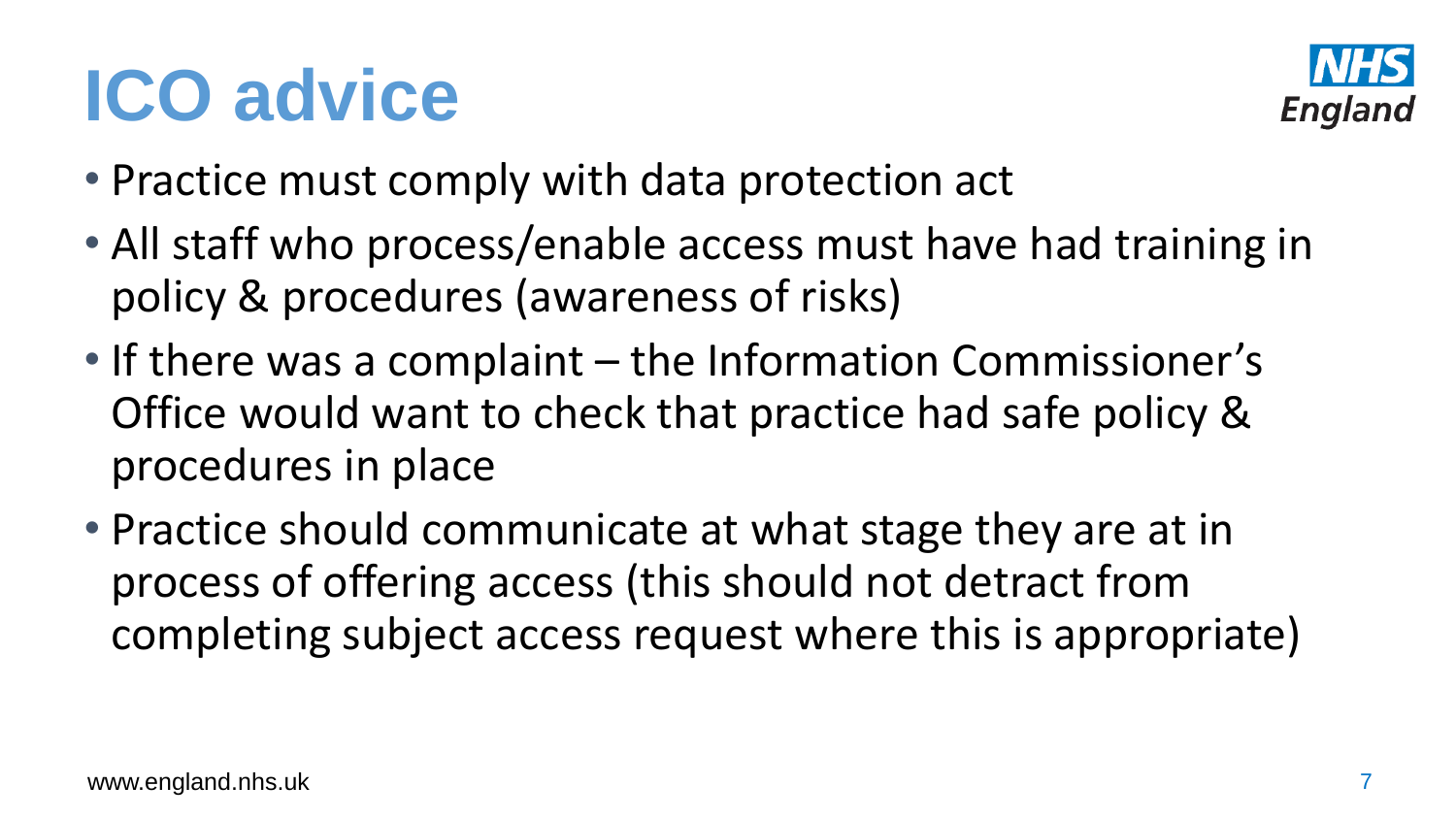# ICO advice

- Practice must comply with data protection act
- All staff who process/enable access must have had training in policy & procedures (awareness of risks)
- If there was a complaint – the Information Commissioner's Office would want to check that practice had safe policy & procedures in place
- Practice should communicate at what stage they are at in process of offering access (this should not detract from completing subject access request where this is appropriate)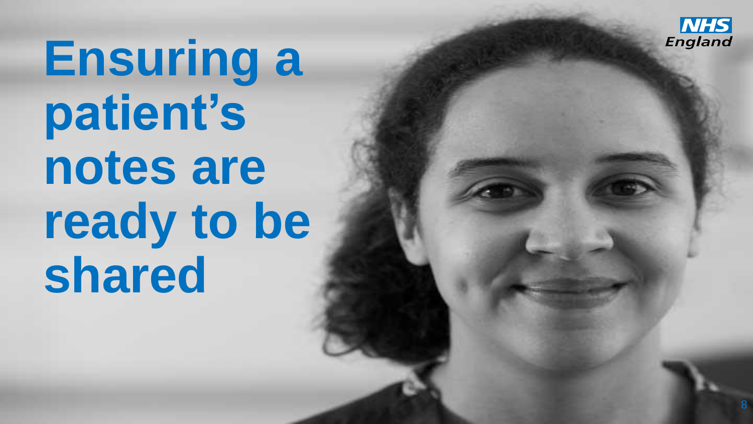# Ensuring a patient's notes are ready to be shared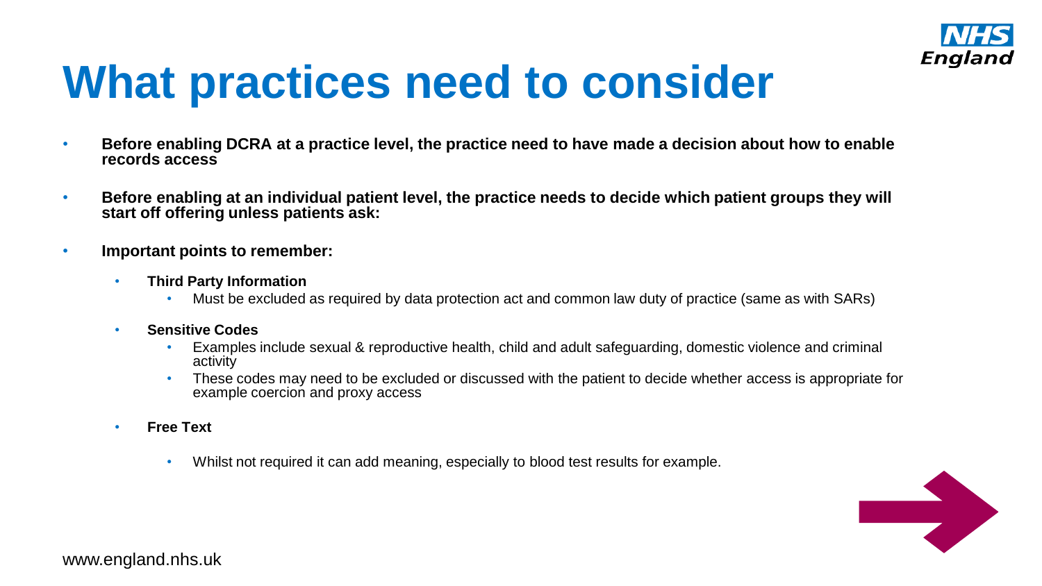# What practices need to consider

- **Before enabling DCRA at a practice level, the practice need to have made a decision about how to enable records access**
- **Before enabling at an individual patient level, the practice needs to decide which patient groups they will start off offering unless patients ask:**
- **Important points to remember:**
  - **Third Party Information**
    - Must be excluded as required by data protection act and common law duty of practice (same as with SARs)
  - **Sensitive Codes**
    - Examples include sexual & reproductive health, child and adult safeguarding, domestic violence and criminal activity
    - These codes may need to be excluded or discussed with the patient to decide whether access is appropriate for example coercion and proxy access
  - **Free Text**
    - Whilst not required it can add meaning, especially to blood test results for example.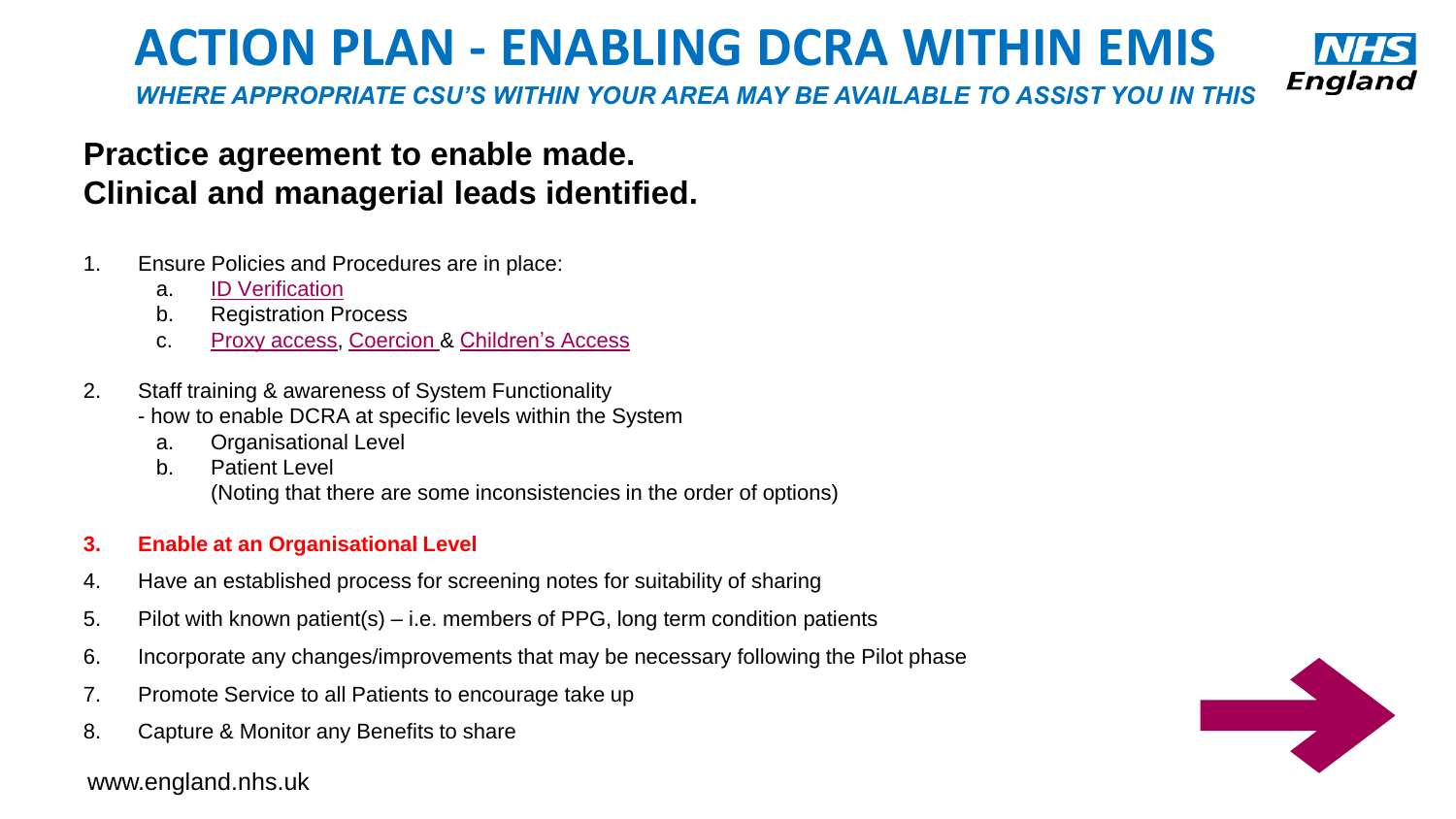# ACTION PLAN - ENABLING DCRA WITHIN EMIS

*WHERE APPROPRIATE CSU'S WITHIN YOUR AREA MAY BE AVAILABLE TO ASSIST YOU IN THIS*

**Practice agreement to enable made.**
**Clinical and managerial leads identified.**

1. Ensure Policies and Procedures are in place:
   a. ID Verification
   b. Registration Process
   c. Proxy access, Coercion & Children's Access
2. Staff training & awareness of System Functionality
   - how to enable DCRA at specific levels within the System
   a. Organisational Level
   b. Patient Level
   (Noting that there are some inconsistencies in the order of options)
3. **Enable at an Organisational Level**
4. Have an established process for screening notes for suitability of sharing
5. Pilot with known patient(s) – i.e. members of PPG, long term condition patients
6. Incorporate any changes/improvements that may be necessary following the Pilot phase
7. Promote Service to all Patients to encourage take up
8. Capture & Monitor any Benefits to share

www.england.nhs.uk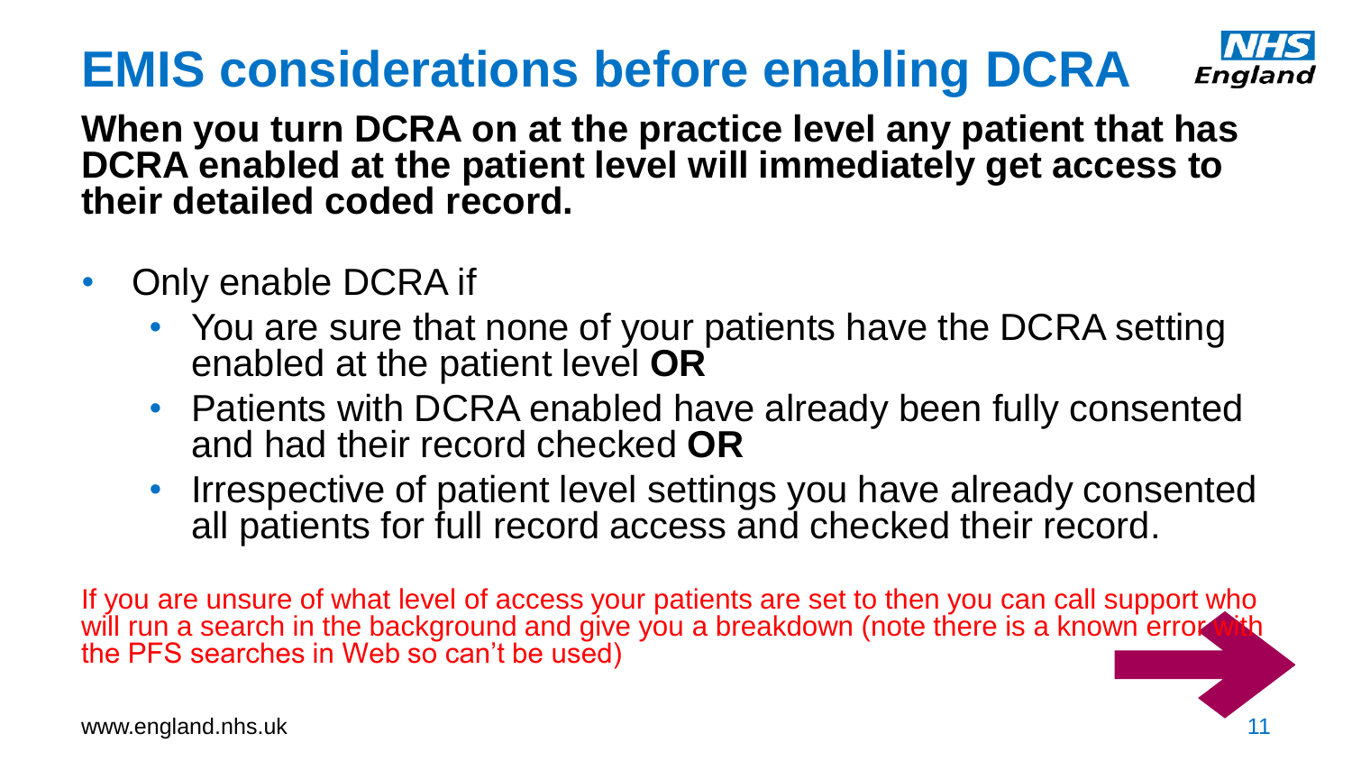# EMIS considerations before enabling DCRA

**When you turn DCRA on at the practice level any patient that has DCRA enabled at the patient level will immediately get access to their detailed coded record.**

- Only enable DCRA if
  - You are sure that none of your patients have the DCRA setting enabled at the patient level **OR**
  - Patients with DCRA enabled have already been fully consented and had their record checked **OR**
  - Irrespective of patient level settings you have already consented all patients for full record access and checked their record.

If you are unsure of what level of access your patients are set to then you can call support who will run a search in the background and give you a breakdown (note there is a known error with the PFS searches in Web so can't be used)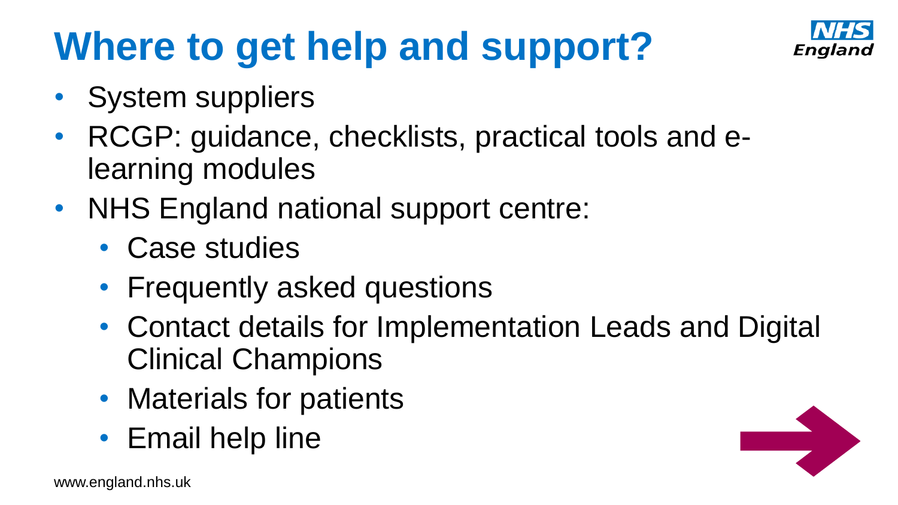# Where to get help and support?

- System suppliers
- RCGP: guidance, checklists, practical tools and e-learning modules
- NHS England national support centre:
  - Case studies
  - Frequently asked questions
  - Contact details for Implementation Leads and Digital Clinical Champions
  - Materials for patients
  - Email help line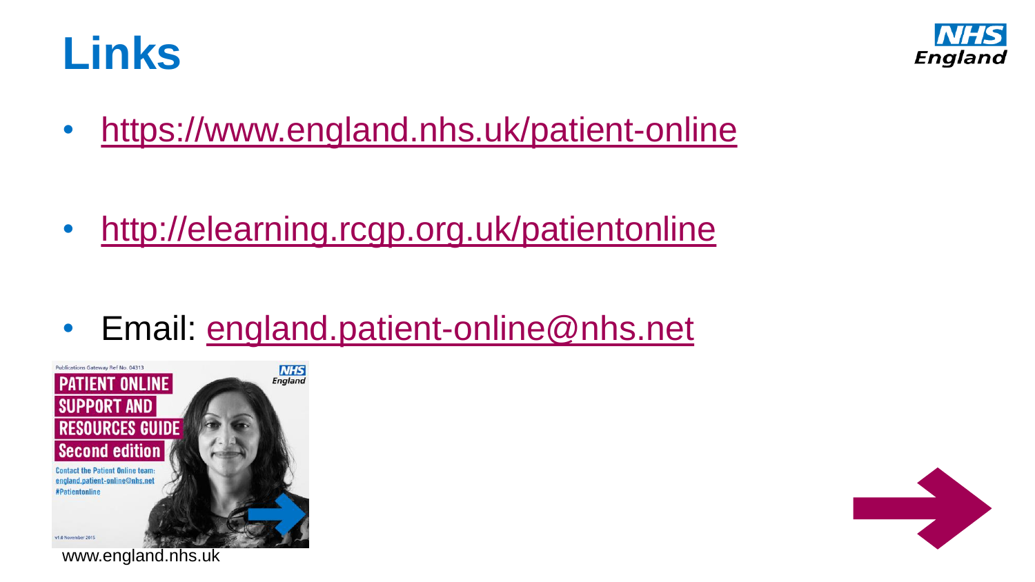# Links

- https://www.england.nhs.uk/patient-online

- http://elearning.rcgp.org.uk/patientonline

- Email: england.patient-online@nhs.net

Publications Gateway Ref No. 04313

PATIENT ONLINE SUPPORT AND RESOURCES GUIDE Second edition

Contact the Patient Online team: england.patient-online@nhs.net #Patientonline

v1.0 November 2015

www.england.nhs.uk